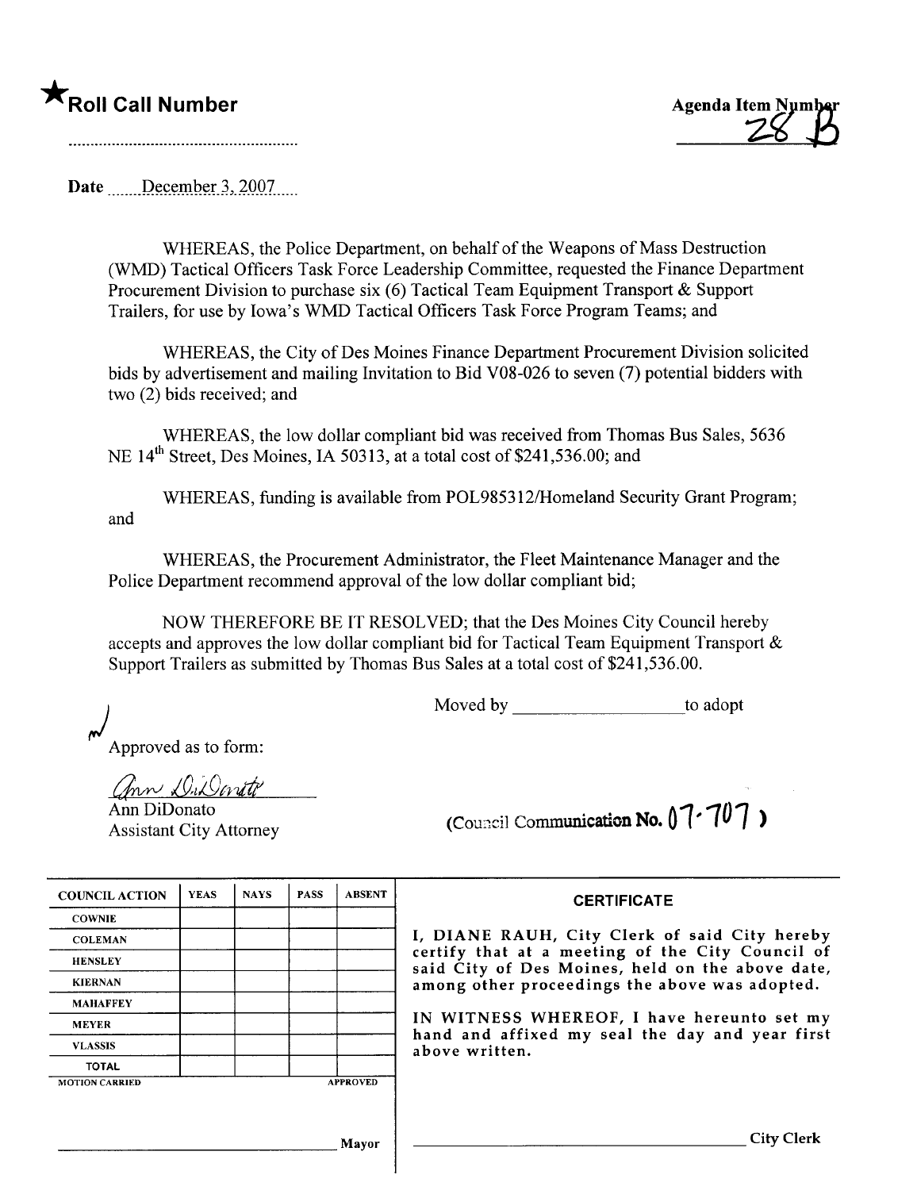★**Roll Call Number**

..........................................................

Agenda Item Number
28 B

Date December 3, 2007

WHEREAS, the Police Department, on behalf of the Weapons of Mass Destruction (WMD) Tactical Officers Task Force Leadership Committee, requested the Finance Department Procurement Division to purchase six (6) Tactical Team Equipment Transport & Support Trailers, for use by Iowa's WMD Tactical Officers Task Force Program Teams; and

WHEREAS, the City of Des Moines Finance Department Procurement Division solicited bids by advertisement and mailing Invitation to Bid V08-026 to seven (7) potential bidders with two (2) bids received; and

WHEREAS, the low dollar compliant bid was received from Thomas Bus Sales, 5636 NE 14th Street, Des Moines, IA 50313, at a total cost of $241,536.00; and

WHEREAS, funding is available from POL985312/Homeland Security Grant Program; and

WHEREAS, the Procurement Administrator, the Fleet Maintenance Manager and the Police Department recommend approval of the low dollar compliant bid;

NOW THEREFORE BE IT RESOLVED; that the Des Moines City Council hereby accepts and approves the low dollar compliant bid for Tactical Team Equipment Transport & Support Trailers as submitted by Thomas Bus Sales at a total cost of $241,536.00.

Moved by ____________________ to adopt

Approved as to form:

Ann DiDonato
Ann DiDonato
Assistant City Attorney

(Council Communication No. 07-707)

| COUNCIL ACTION | YEAS | NAYS | PASS | ABSENT |
|---|---|---|---|---|
| COWNIE | | | | |
| COLEMAN | | | | |
| HENSLEY | | | | |
| KIERNAN | | | | |
| MAHAFFEY | | | | |
| MEYER | | | | |
| VLASSIS | | | | |
| TOTAL | | | | |

MOTION CARRIED APPROVED

____________________ Mayor

**CERTIFICATE**

I, DIANE RAUH, City Clerk of said City hereby certify that at a meeting of the City Council of said City of Des Moines, held on the above date, among other proceedings the above was adopted.

IN WITNESS WHEREOF, I have hereunto set my hand and affixed my seal the day and year first above written.

____________________ City Clerk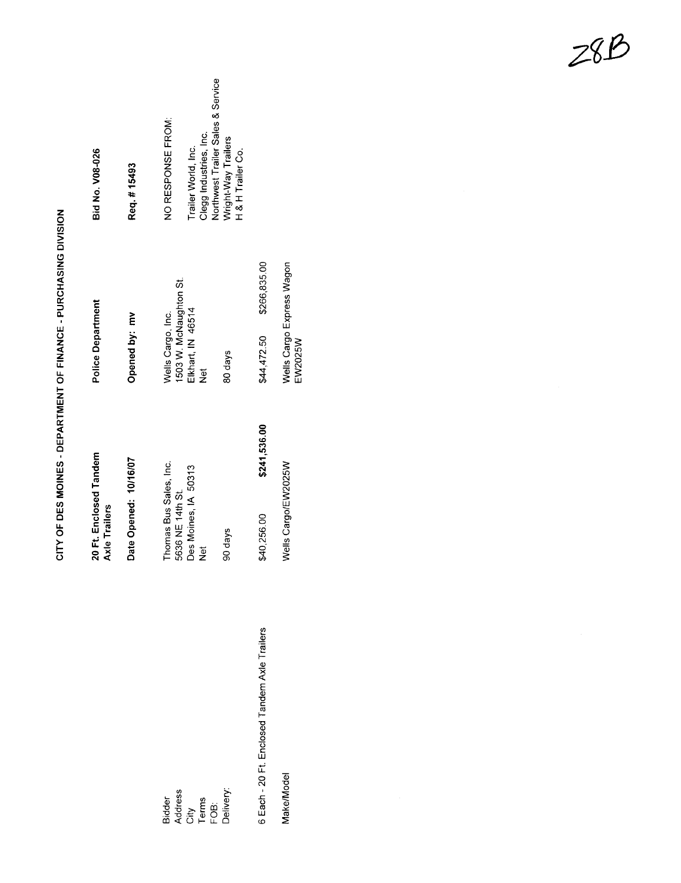# CITY OF DES MOINES - DEPARTMENT OF FINANCE - PURCHASING DIVISION

28B

| **20 Ft. Enclosed Tandem Axle Trailers** | **Police Department** | **Bid No. V08-026** |
|---|---|---|
| **Date Opened: 10/16/07** | **Opened by: mv** | **Req. # 15493** |

| | | | | | |
|---|---|---|---|---|---|
| Bidder | Thomas Bus Sales, Inc. | | Wells Cargo, Inc. | | NO RESPONSE FROM: |
| Address | 5636 NE 14th St. | | 1503 W. McNaughton St. | | |
| City | Des Moines, IA 50313 | | Elkhart, IN 46514 | | Trailer World, Inc. |
| Terms | Net | | Net | | Clegg Industries, Inc. |
| FOB: | | | | | Northwest Trailer Sales & Service |
| Delivery: | 90 days | | 80 days | | Wright-Way Trailers |
| | | | | | H & H Trailer Co. |
| 6 Each - 20 Ft. Enclosed Tandem Axle Trailers | $40,256.00 | **$241,536.00** | $44,472.50 | $266,835.00 | |
| Make/Model | Wells Cargo/EW2025W | | Wells Cargo Express Wagon EW2025W | | |